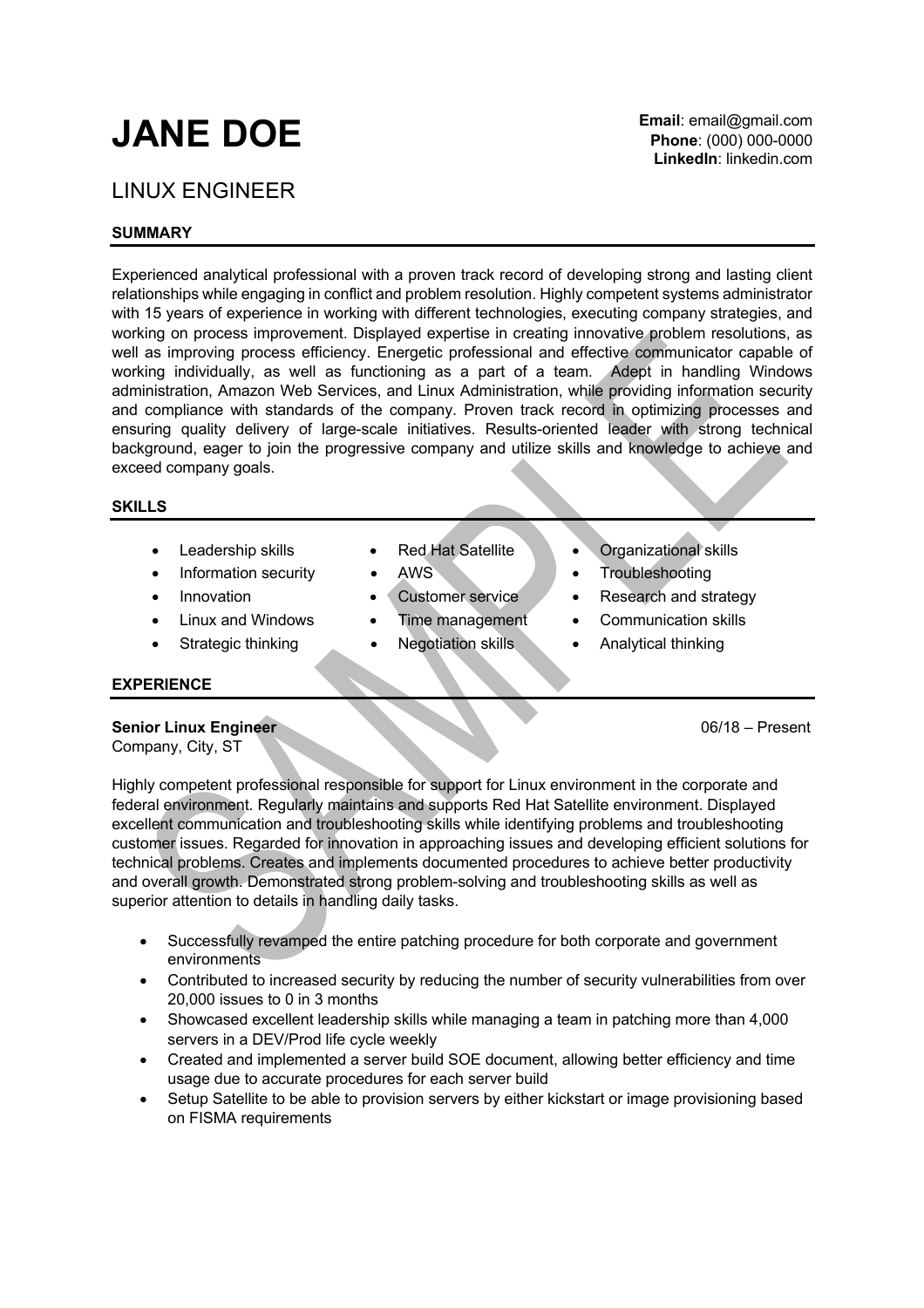# JANE DOE

**Email**: email@gmail.com
**Phone**: (000) 000-0000
**LinkedIn**: linkedin.com

## LINUX ENGINEER

### SUMMARY

Experienced analytical professional with a proven track record of developing strong and lasting client relationships while engaging in conflict and problem resolution. Highly competent systems administrator with 15 years of experience in working with different technologies, executing company strategies, and working on process improvement. Displayed expertise in creating innovative problem resolutions, as well as improving process efficiency. Energetic professional and effective communicator capable of working individually, as well as functioning as a part of a team. Adept in handling Windows administration, Amazon Web Services, and Linux Administration, while providing information security and compliance with standards of the company. Proven track record in optimizing processes and ensuring quality delivery of large-scale initiatives. Results-oriented leader with strong technical background, eager to join the progressive company and utilize skills and knowledge to achieve and exceed company goals.

### SKILLS

- Leadership skills
- Information security
- Innovation
- Linux and Windows
- Strategic thinking
- Red Hat Satellite
- AWS
- Customer service
- Time management
- Negotiation skills
- Organizational skills
- Troubleshooting
- Research and strategy
- Communication skills
- Analytical thinking

### EXPERIENCE

**Senior Linux Engineer** 06/18 – Present
Company, City, ST

Highly competent professional responsible for support for Linux environment in the corporate and federal environment. Regularly maintains and supports Red Hat Satellite environment. Displayed excellent communication and troubleshooting skills while identifying problems and troubleshooting customer issues. Regarded for innovation in approaching issues and developing efficient solutions for technical problems. Creates and implements documented procedures to achieve better productivity and overall growth. Demonstrated strong problem-solving and troubleshooting skills as well as superior attention to details in handling daily tasks.

- Successfully revamped the entire patching procedure for both corporate and government environments
- Contributed to increased security by reducing the number of security vulnerabilities from over 20,000 issues to 0 in 3 months
- Showcased excellent leadership skills while managing a team in patching more than 4,000 servers in a DEV/Prod life cycle weekly
- Created and implemented a server build SOE document, allowing better efficiency and time usage due to accurate procedures for each server build
- Setup Satellite to be able to provision servers by either kickstart or image provisioning based on FISMA requirements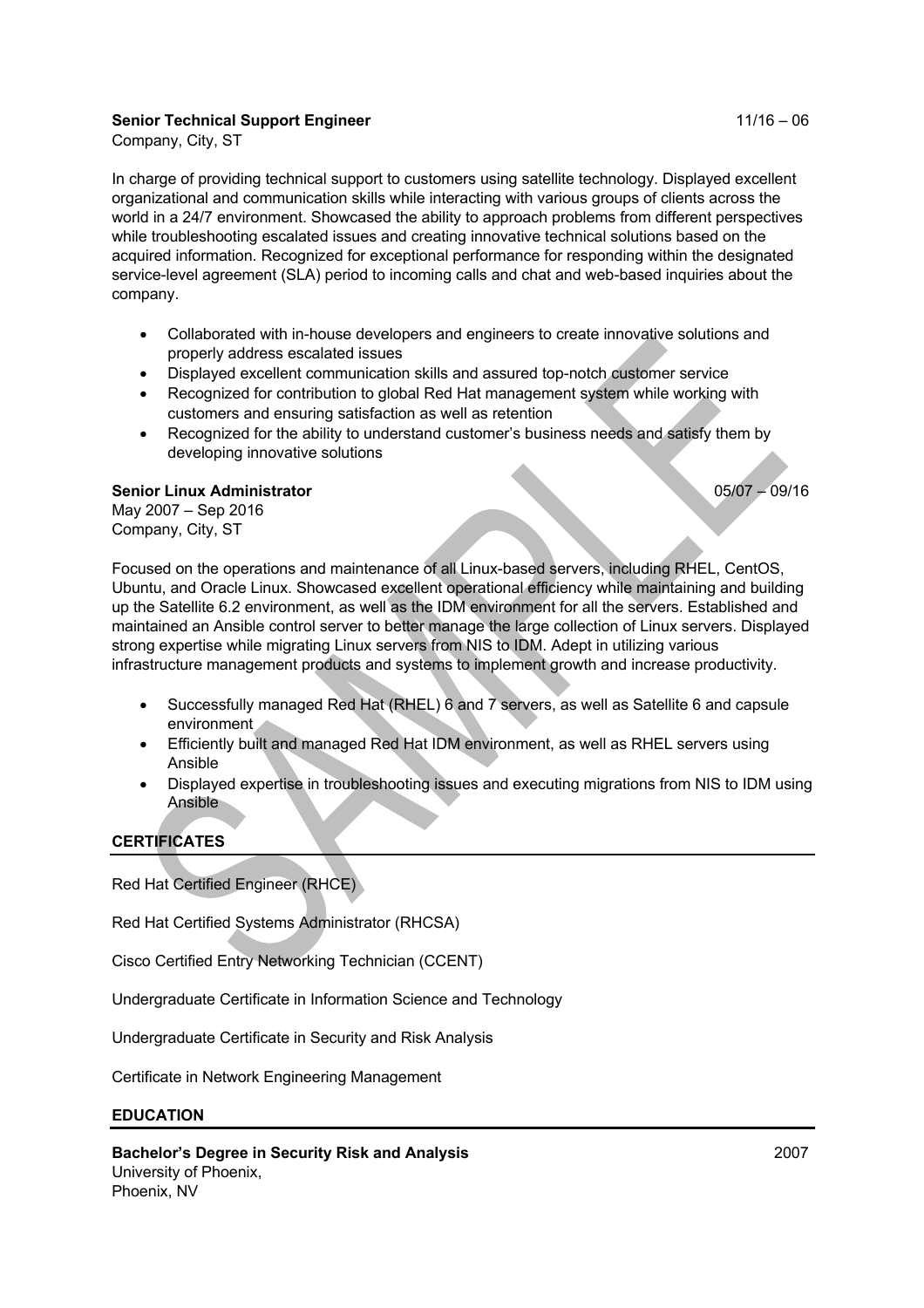**Senior Technical Support Engineer** 11/16 – 06

Company, City, ST

In charge of providing technical support to customers using satellite technology. Displayed excellent organizational and communication skills while interacting with various groups of clients across the world in a 24/7 environment. Showcased the ability to approach problems from different perspectives while troubleshooting escalated issues and creating innovative technical solutions based on the acquired information. Recognized for exceptional performance for responding within the designated service-level agreement (SLA) period to incoming calls and chat and web-based inquiries about the company.

- Collaborated with in-house developers and engineers to create innovative solutions and properly address escalated issues
- Displayed excellent communication skills and assured top-notch customer service
- Recognized for contribution to global Red Hat management system while working with customers and ensuring satisfaction as well as retention
- Recognized for the ability to understand customer's business needs and satisfy them by developing innovative solutions

**Senior Linux Administrator** 05/07 – 09/16

May 2007 – Sep 2016

Company, City, ST

Focused on the operations and maintenance of all Linux-based servers, including RHEL, CentOS, Ubuntu, and Oracle Linux. Showcased excellent operational efficiency while maintaining and building up the Satellite 6.2 environment, as well as the IDM environment for all the servers. Established and maintained an Ansible control server to better manage the large collection of Linux servers. Displayed strong expertise while migrating Linux servers from NIS to IDM. Adept in utilizing various infrastructure management products and systems to implement growth and increase productivity.

- Successfully managed Red Hat (RHEL) 6 and 7 servers, as well as Satellite 6 and capsule environment
- Efficiently built and managed Red Hat IDM environment, as well as RHEL servers using Ansible
- Displayed expertise in troubleshooting issues and executing migrations from NIS to IDM using Ansible

## CERTIFICATES

Red Hat Certified Engineer (RHCE)

Red Hat Certified Systems Administrator (RHCSA)

Cisco Certified Entry Networking Technician (CCENT)

Undergraduate Certificate in Information Science and Technology

Undergraduate Certificate in Security and Risk Analysis

Certificate in Network Engineering Management

## EDUCATION

**Bachelor's Degree in Security Risk and Analysis** 2007

University of Phoenix,
Phoenix, NV